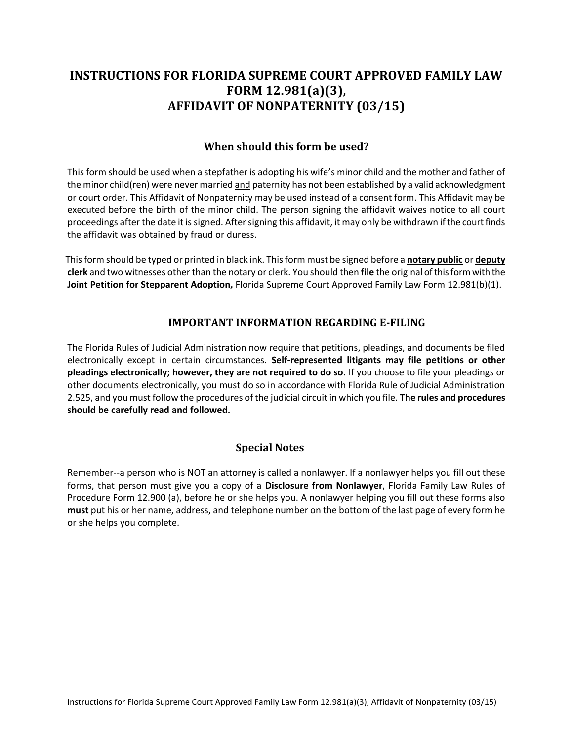# INSTRUCTIONS FOR FLORIDA SUPREME COURT APPROVED FAMILY LAW FORM 12.981(a)(3), AFFIDAVIT OF NONPATERNITY (03/15)

## When should this form be used?

This form should be used when a stepfather is adopting his wife's minor child <u>and</u> the mother and father of the minor child(ren) were never married <u>and</u> paternity has not been established by a valid acknowledgment or court order. This Affidavit of Nonpaternity may be used instead of a consent form. This Affidavit may be executed before the birth of the minor child. The person signing the affidavit waives notice to all court proceedings after the date it is signed. After signing this affidavit, it may only be withdrawn if the court finds the affidavit was obtained by fraud or duress.

This form should be typed or printed in black ink. This form must be signed before a **<u>notary public</u>** or **<u>deputy clerk</u>** and two witnesses other than the notary or clerk. You should then **<u>file</u>** the original of this form with the **Joint Petition for Stepparent Adoption,** Florida Supreme Court Approved Family Law Form 12.981(b)(1).

## IMPORTANT INFORMATION REGARDING E-FILING

The Florida Rules of Judicial Administration now require that petitions, pleadings, and documents be filed electronically except in certain circumstances. **Self-represented litigants may file petitions or other pleadings electronically; however, they are not required to do so.** If you choose to file your pleadings or other documents electronically, you must do so in accordance with Florida Rule of Judicial Administration 2.525, and you must follow the procedures of the judicial circuit in which you file. **The rules and procedures should be carefully read and followed.**

## Special Notes

Remember--a person who is NOT an attorney is called a nonlawyer. If a nonlawyer helps you fill out these forms, that person must give you a copy of a **Disclosure from Nonlawyer**, Florida Family Law Rules of Procedure Form 12.900 (a), before he or she helps you. A nonlawyer helping you fill out these forms also **must** put his or her name, address, and telephone number on the bottom of the last page of every form he or she helps you complete.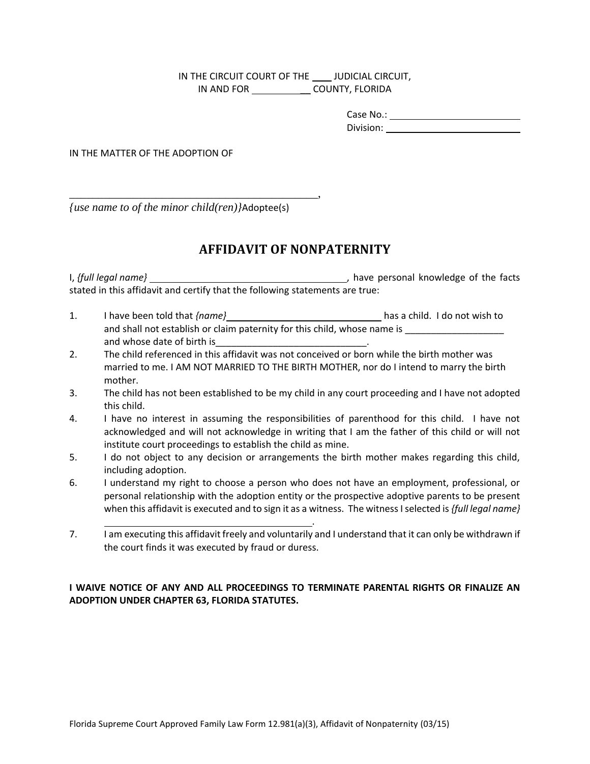IN THE CIRCUIT COURT OF THE ____ JUDICIAL CIRCUIT,
IN AND FOR ____________ COUNTY, FLORIDA

Case No.: ________________________
Division: ________________________

IN THE MATTER OF THE ADOPTION OF

_____________________________________________,
*{use name to of the minor child(ren)}*Adoptee(s)

# AFFIDAVIT OF NONPATERNITY

I, *{full legal name}* ____________________________________, have personal knowledge of the facts stated in this affidavit and certify that the following statements are true:

1. I have been told that *{name}* ____________________________ has a child. I do not wish to and shall not establish or claim paternity for this child, whose name is ___________________ and whose date of birth is_____________________________.
2. The child referenced in this affidavit was not conceived or born while the birth mother was married to me. I AM NOT MARRIED TO THE BIRTH MOTHER, nor do I intend to marry the birth mother.
3. The child has not been established to be my child in any court proceeding and I have not adopted this child.
4. I have no interest in assuming the responsibilities of parenthood for this child. I have not acknowledged and will not acknowledge in writing that I am the father of this child or will not institute court proceedings to establish the child as mine.
5. I do not object to any decision or arrangements the birth mother makes regarding this child, including adoption.
6. I understand my right to choose a person who does not have an employment, professional, or personal relationship with the adoption entity or the prospective adoptive parents to be present when this affidavit is executed and to sign it as a witness. The witness I selected is *{full legal name}* ________________________________________.
7. I am executing this affidavit freely and voluntarily and I understand that it can only be withdrawn if the court finds it was executed by fraud or duress.

**I WAIVE NOTICE OF ANY AND ALL PROCEEDINGS TO TERMINATE PARENTAL RIGHTS OR FINALIZE AN ADOPTION UNDER CHAPTER 63, FLORIDA STATUTES.**

Florida Supreme Court Approved Family Law Form 12.981(a)(3), Affidavit of Nonpaternity (03/15)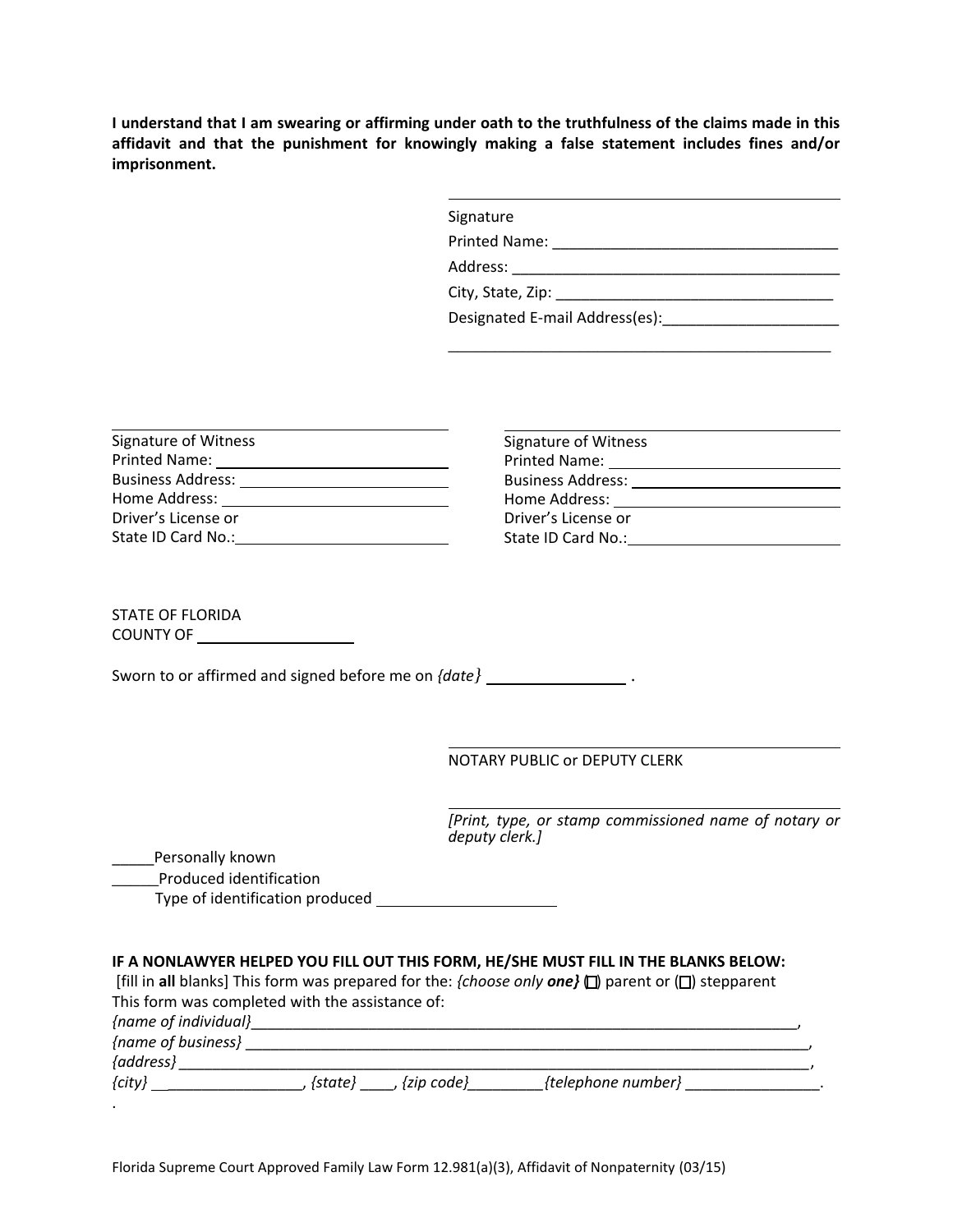**I understand that I am swearing or affirming under oath to the truthfulness of the claims made in this affidavit and that the punishment for knowingly making a false statement includes fines and/or imprisonment.**

______________________________________________
Signature
Printed Name: ___________________________________
Address: _______________________________________
City, State, Zip: _________________________________
Designated E-mail Address(es):_____________________
______________________________________________

______________________________________
Signature of Witness
Printed Name: ___________________________
Business Address: ________________________
Home Address: ___________________________
Driver's License or
State ID Card No.:________________________

______________________________________
Signature of Witness
Printed Name: ___________________________
Business Address: ________________________
Home Address: ___________________________
Driver's License or
State ID Card No.:________________________

STATE OF FLORIDA
COUNTY OF ____________________

Sworn to or affirmed and signed before me on *{date}* _________________ .

______________________________________________
NOTARY PUBLIC or DEPUTY CLERK

______________________________________________
*[Print, type, or stamp commissioned name of notary or deputy clerk.]*

_____Personally known
______Produced identification
Type of identification produced ______________________

**IF A NONLAWYER HELPED YOU FILL OUT THIS FORM, HE/SHE MUST FILL IN THE BLANKS BELOW:**
[fill in **all** blanks] This form was prepared for the: *{choose only **one**}* (☐) parent or (☐) stepparent
This form was completed with the assistance of:
*{name of individual}*______________________________________________________________________,
*{name of business}* ______________________________________________________________________,
*{address}* ______________________________________________________________________________,
*{city}* __________________, *{state}* ____, *{zip code}*_________*{telephone number}* ________________.

Florida Supreme Court Approved Family Law Form 12.981(a)(3), Affidavit of Nonpaternity (03/15)